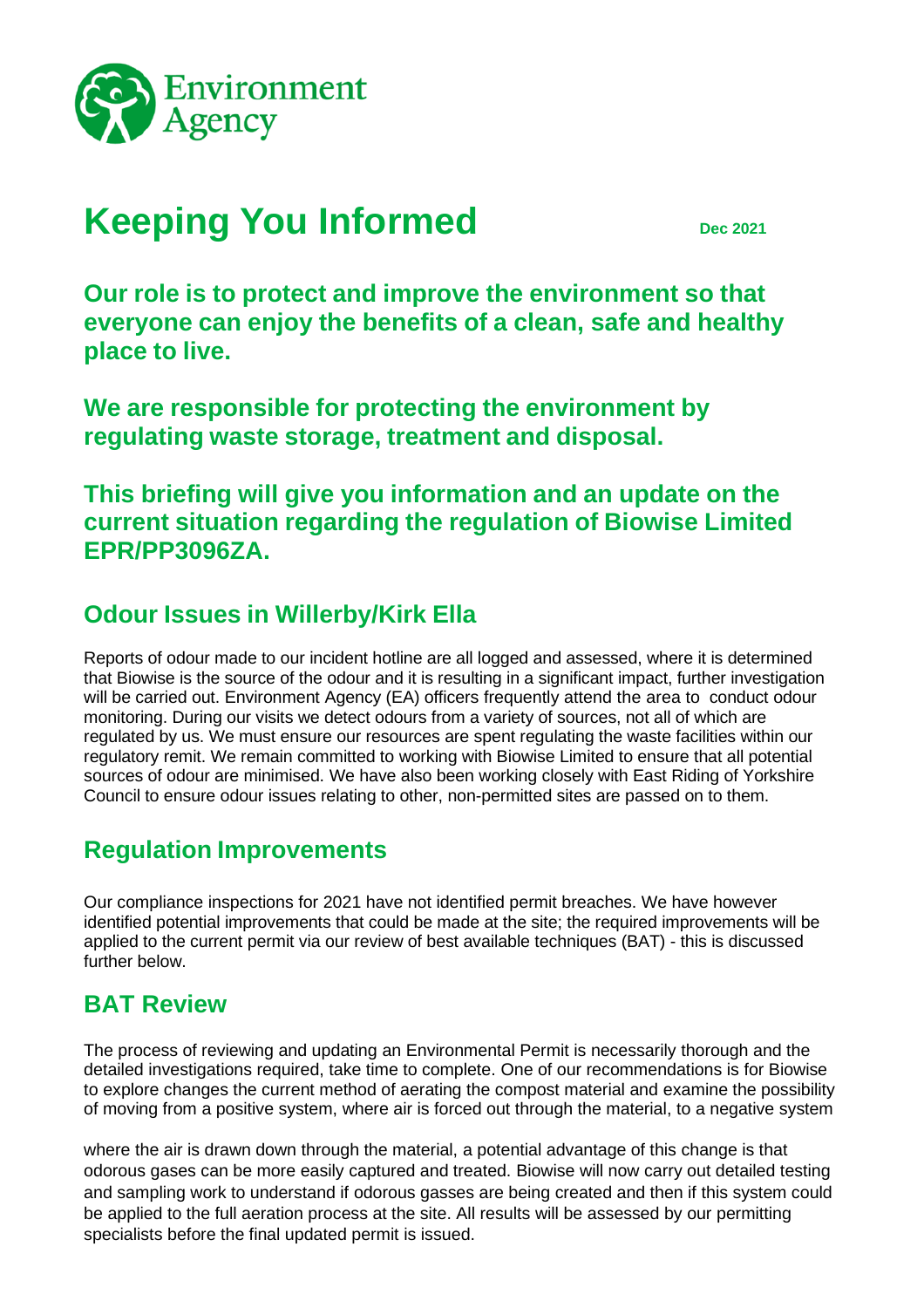Environment Agency

# Keeping You Informed

**Dec 2021**

**Our role is to protect and improve the environment so that everyone can enjoy the benefits of a clean, safe and healthy place to live.**

**We are responsible for protecting the environment by regulating waste storage, treatment and disposal.**

**This briefing will give you information and an update on the current situation regarding the regulation of Biowise Limited EPR/PP3096ZA.**

## Odour Issues in Willerby/Kirk Ella

Reports of odour made to our incident hotline are all logged and assessed, where it is determined that Biowise is the source of the odour and it is resulting in a significant impact, further investigation will be carried out. Environment Agency (EA) officers frequently attend the area to conduct odour monitoring. During our visits we detect odours from a variety of sources, not all of which are regulated by us. We must ensure our resources are spent regulating the waste facilities within our regulatory remit. We remain committed to working with Biowise Limited to ensure that all potential sources of odour are minimised. We have also been working closely with East Riding of Yorkshire Council to ensure odour issues relating to other, non-permitted sites are passed on to them.

## Regulation Improvements

Our compliance inspections for 2021 have not identified permit breaches. We have however identified potential improvements that could be made at the site; the required improvements will be applied to the current permit via our review of best available techniques (BAT) - this is discussed further below.

## BAT Review

The process of reviewing and updating an Environmental Permit is necessarily thorough and the detailed investigations required, take time to complete. One of our recommendations is for Biowise to explore changes the current method of aerating the compost material and examine the possibility of moving from a positive system, where air is forced out through the material, to a negative system where the air is drawn down through the material, a potential advantage of this change is that odorous gases can be more easily captured and treated. Biowise will now carry out detailed testing and sampling work to understand if odorous gasses are being created and then if this system could be applied to the full aeration process at the site. All results will be assessed by our permitting specialists before the final updated permit is issued.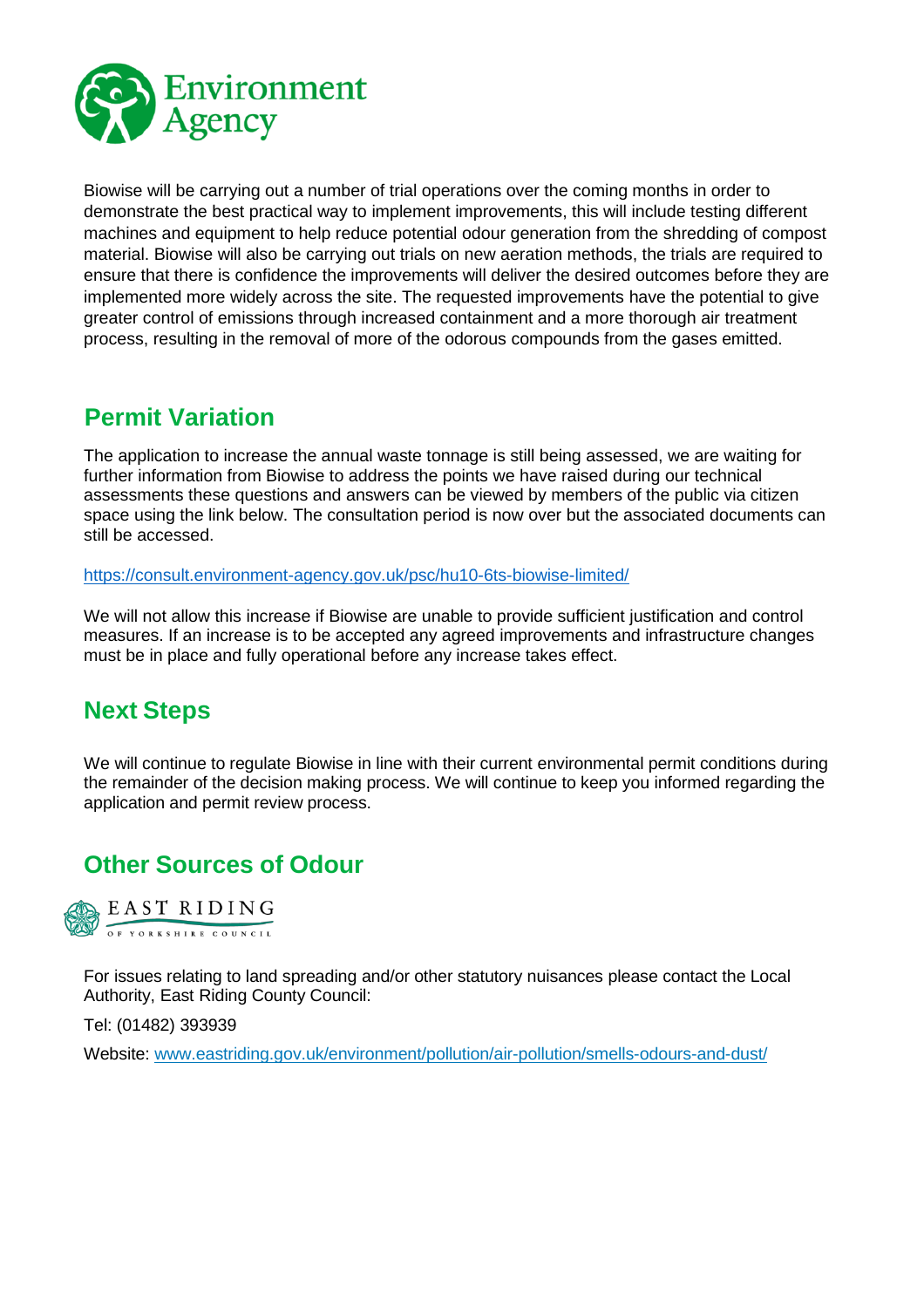Biowise will be carrying out a number of trial operations over the coming months in order to demonstrate the best practical way to implement improvements, this will include testing different machines and equipment to help reduce potential odour generation from the shredding of compost material. Biowise will also be carrying out trials on new aeration methods, the trials are required to ensure that there is confidence the improvements will deliver the desired outcomes before they are implemented more widely across the site. The requested improvements have the potential to give greater control of emissions through increased containment and a more thorough air treatment process, resulting in the removal of more of the odorous compounds from the gases emitted.

## Permit Variation

The application to increase the annual waste tonnage is still being assessed, we are waiting for further information from Biowise to address the points we have raised during our technical assessments these questions and answers can be viewed by members of the public via citizen space using the link below. The consultation period is now over but the associated documents can still be accessed.

https://consult.environment-agency.gov.uk/psc/hu10-6ts-biowise-limited/

We will not allow this increase if Biowise are unable to provide sufficient justification and control measures. If an increase is to be accepted any agreed improvements and infrastructure changes must be in place and fully operational before any increase takes effect.

## Next Steps

We will continue to regulate Biowise in line with their current environmental permit conditions during the remainder of the decision making process. We will continue to keep you informed regarding the application and permit review process.

## Other Sources of Odour

EAST RIDING OF YORKSHIRE COUNCIL

For issues relating to land spreading and/or other statutory nuisances please contact the Local Authority, East Riding County Council:

Tel: (01482) 393939

Website: www.eastriding.gov.uk/environment/pollution/air-pollution/smells-odours-and-dust/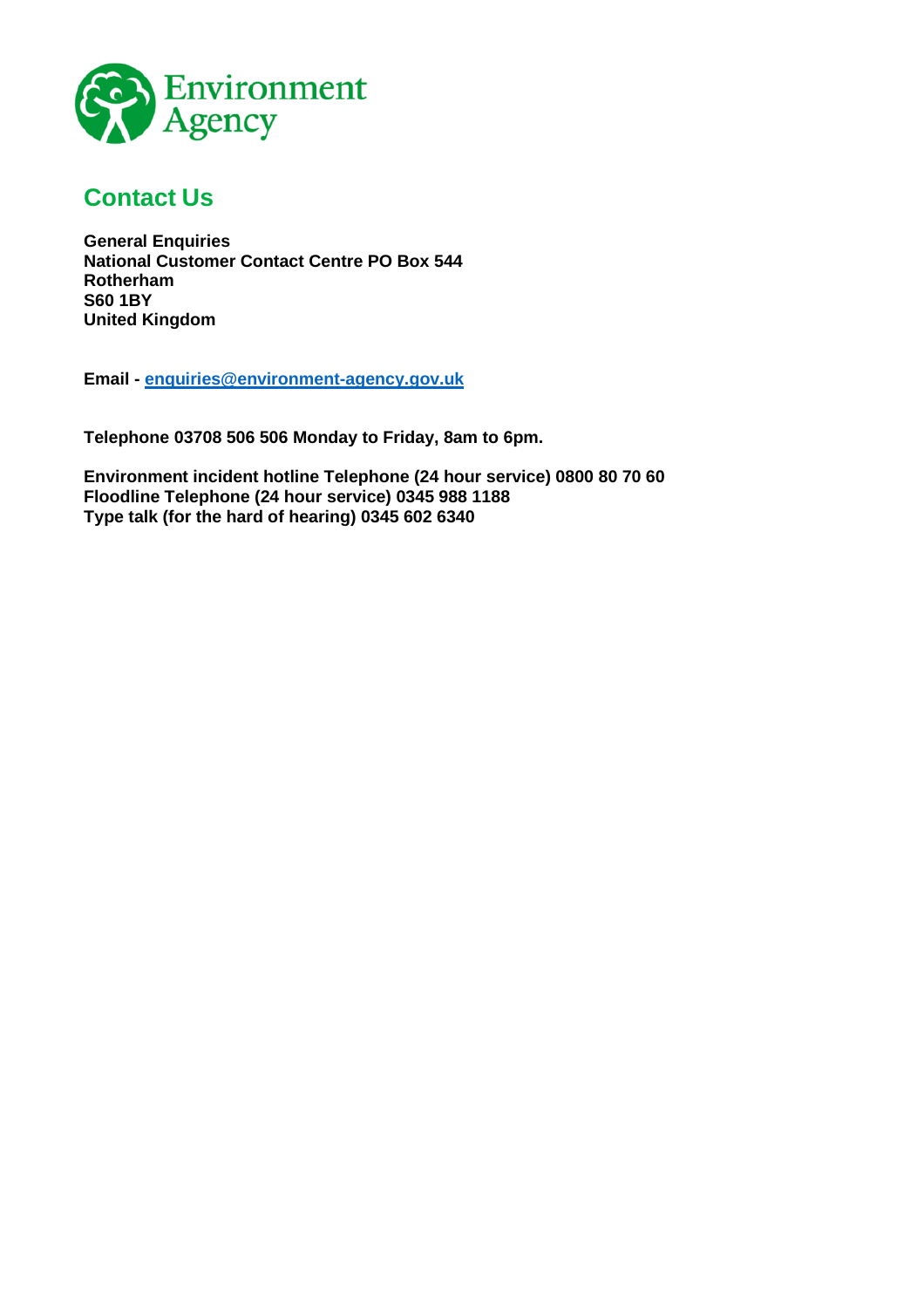Environment Agency

## Contact Us

**General Enquiries**
**National Customer Contact Centre PO Box 544**
**Rotherham**
**S60 1BY**
**United Kingdom**

**Email - enquiries@environment-agency.gov.uk**

**Telephone 03708 506 506 Monday to Friday, 8am to 6pm.**

**Environment incident hotline Telephone (24 hour service) 0800 80 70 60**
**Floodline Telephone (24 hour service) 0345 988 1188**
**Type talk (for the hard of hearing) 0345 602 6340**